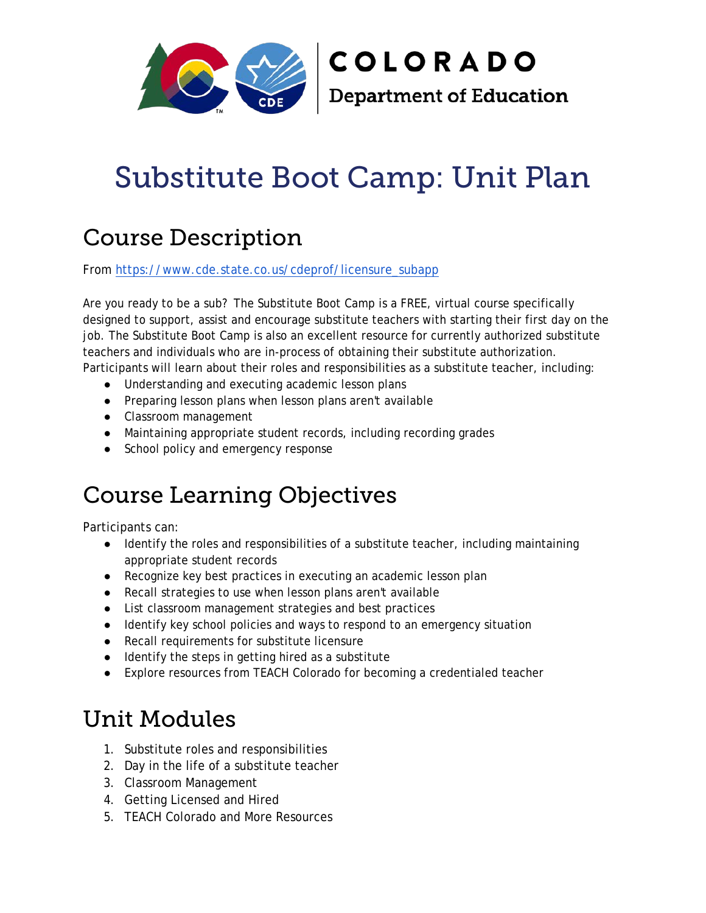# Substitute Boot Camp: Unit Plan

## Course Description

From https://www.cde.state.co.us/cdeprof/licensure_subapp

Are you ready to be a sub? The Substitute Boot Camp is a FREE, virtual course specifically designed to support, assist and encourage substitute teachers with starting their first day on the job. The Substitute Boot Camp is also an excellent resource for currently authorized substitute teachers and individuals who are in-process of obtaining their substitute authorization. Participants will learn about their roles and responsibilities as a substitute teacher, including:

- Understanding and executing academic lesson plans
- Preparing lesson plans when lesson plans aren't available
- Classroom management
- Maintaining appropriate student records, including recording grades
- School policy and emergency response

## Course Learning Objectives

Participants can:

- Identify the roles and responsibilities of a substitute teacher, including maintaining appropriate student records
- Recognize key best practices in executing an academic lesson plan
- Recall strategies to use when lesson plans aren't available
- List classroom management strategies and best practices
- Identify key school policies and ways to respond to an emergency situation
- Recall requirements for substitute licensure
- Identify the steps in getting hired as a substitute
- Explore resources from TEACH Colorado for becoming a credentialed teacher

## Unit Modules

1. Substitute roles and responsibilities
2. Day in the life of a substitute teacher
3. Classroom Management
4. Getting Licensed and Hired
5. TEACH Colorado and More Resources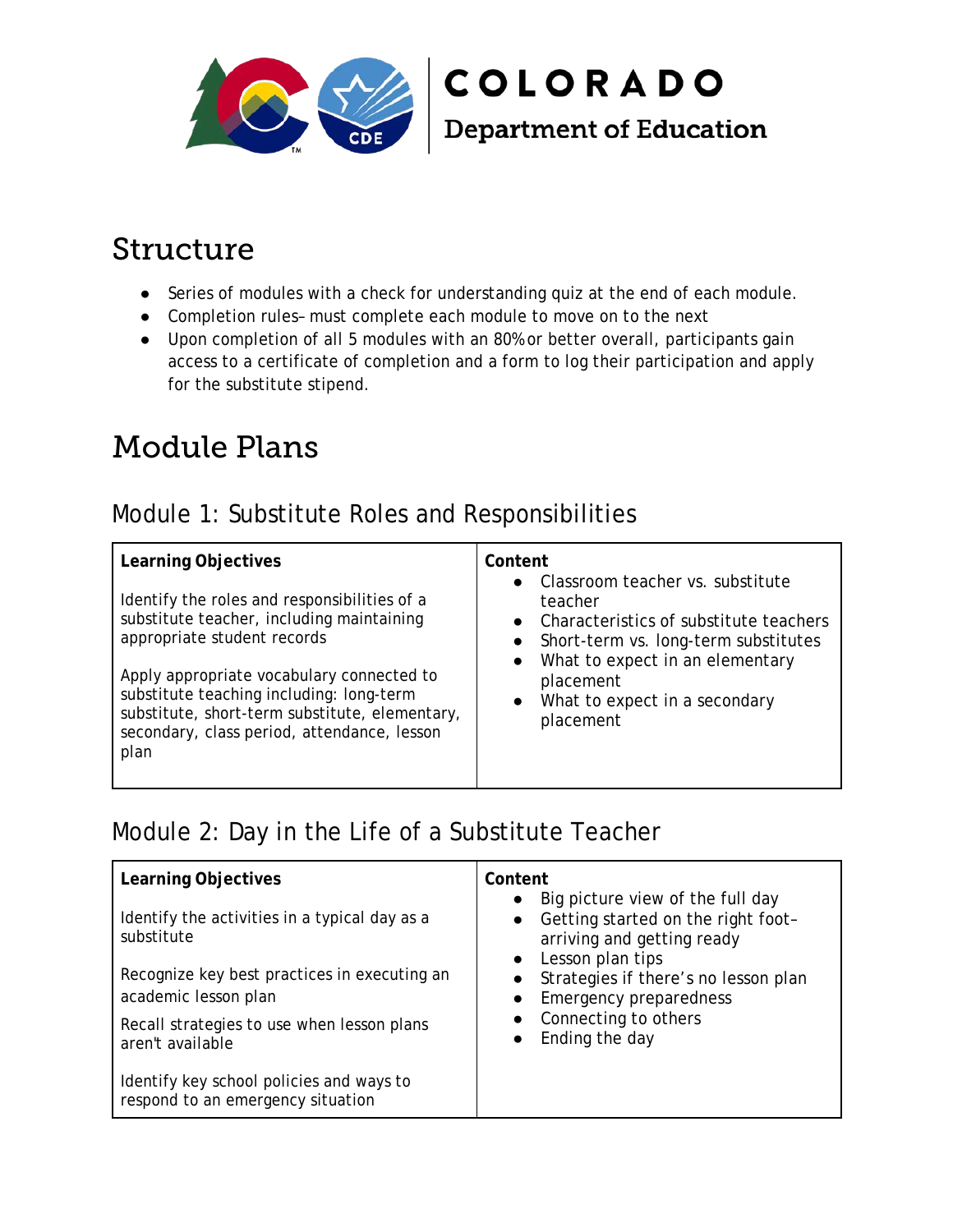## Structure

- Series of modules with a check for understanding quiz at the end of each module.
- Completion rules– must complete each module to move on to the next
- Upon completion of all 5 modules with an 80% or better overall, participants gain access to a certificate of completion and a form to log their participation and apply for the substitute stipend.

## Module Plans

### Module 1: Substitute Roles and Responsibilities

| Learning Objectives | Content |
| --- | --- |
| Identify the roles and responsibilities of a substitute teacher, including maintaining appropriate student records<br><br>Apply appropriate vocabulary connected to substitute teaching including: long-term substitute, short-term substitute, elementary, secondary, class period, attendance, lesson plan | • Classroom teacher vs. substitute teacher<br>• Characteristics of substitute teachers<br>• Short-term vs. long-term substitutes<br>• What to expect in an elementary placement<br>• What to expect in a secondary placement |

### Module 2: Day in the Life of a Substitute Teacher

| Learning Objectives | Content |
| --- | --- |
| Identify the activities in a typical day as a substitute<br><br>Recognize key best practices in executing an academic lesson plan<br><br>Recall strategies to use when lesson plans aren't available<br><br>Identify key school policies and ways to respond to an emergency situation | • Big picture view of the full day<br>• Getting started on the right foot– arriving and getting ready<br>• Lesson plan tips<br>• Strategies if there's no lesson plan<br>• Emergency preparedness<br>• Connecting to others<br>• Ending the day |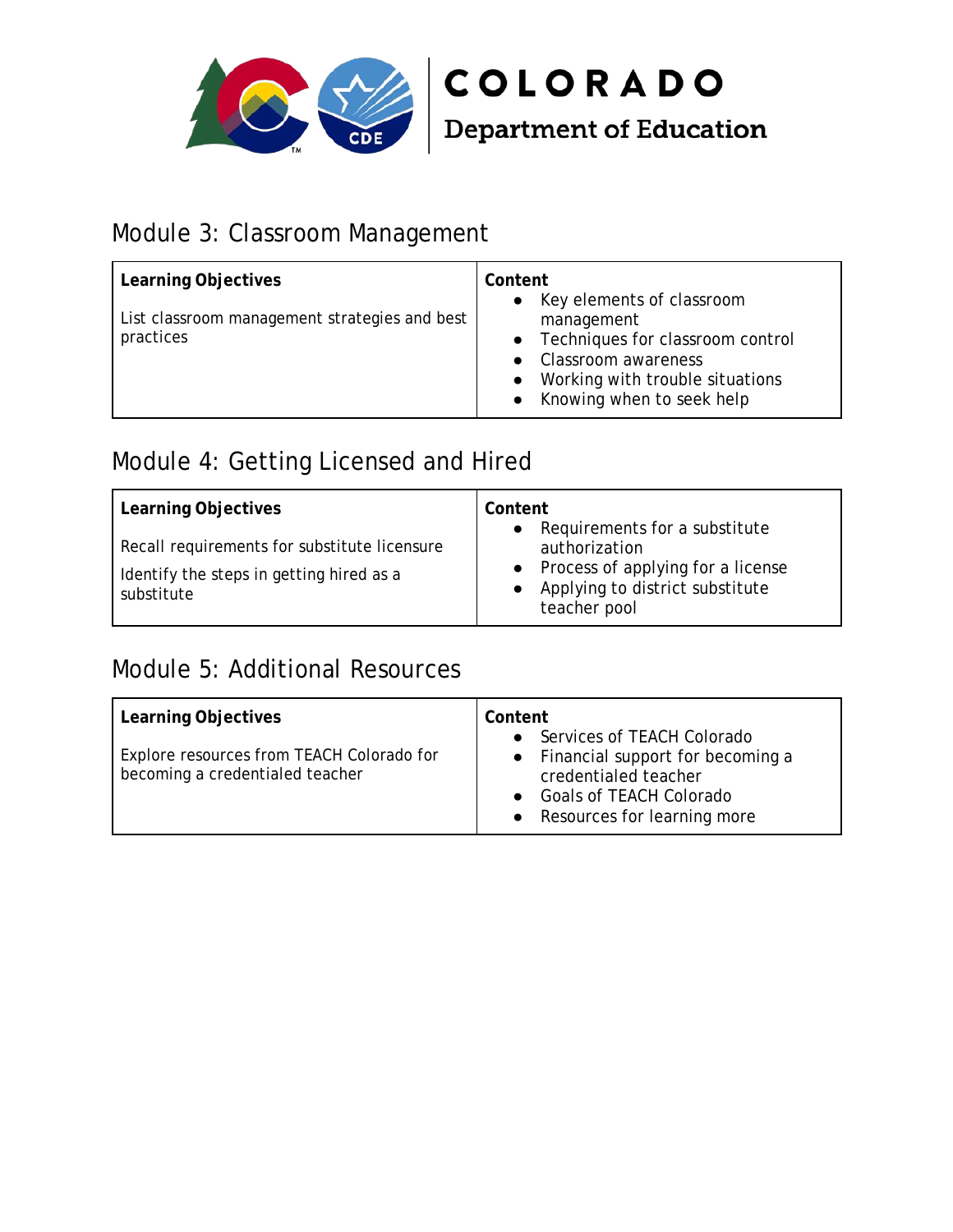## Module 3: Classroom Management

| Learning Objectives | Content |
|---|---|
| List classroom management strategies and best practices | • Key elements of classroom management<br>• Techniques for classroom control<br>• Classroom awareness<br>• Working with trouble situations<br>• Knowing when to seek help |

## Module 4: Getting Licensed and Hired

| Learning Objectives | Content |
|---|---|
| Recall requirements for substitute licensure<br><br>Identify the steps in getting hired as a substitute | • Requirements for a substitute authorization<br>• Process of applying for a license<br>• Applying to district substitute teacher pool |

## Module 5: Additional Resources

| Learning Objectives | Content |
|---|---|
| Explore resources from TEACH Colorado for becoming a credentialed teacher | • Services of TEACH Colorado<br>• Financial support for becoming a credentialed teacher<br>• Goals of TEACH Colorado<br>• Resources for learning more |